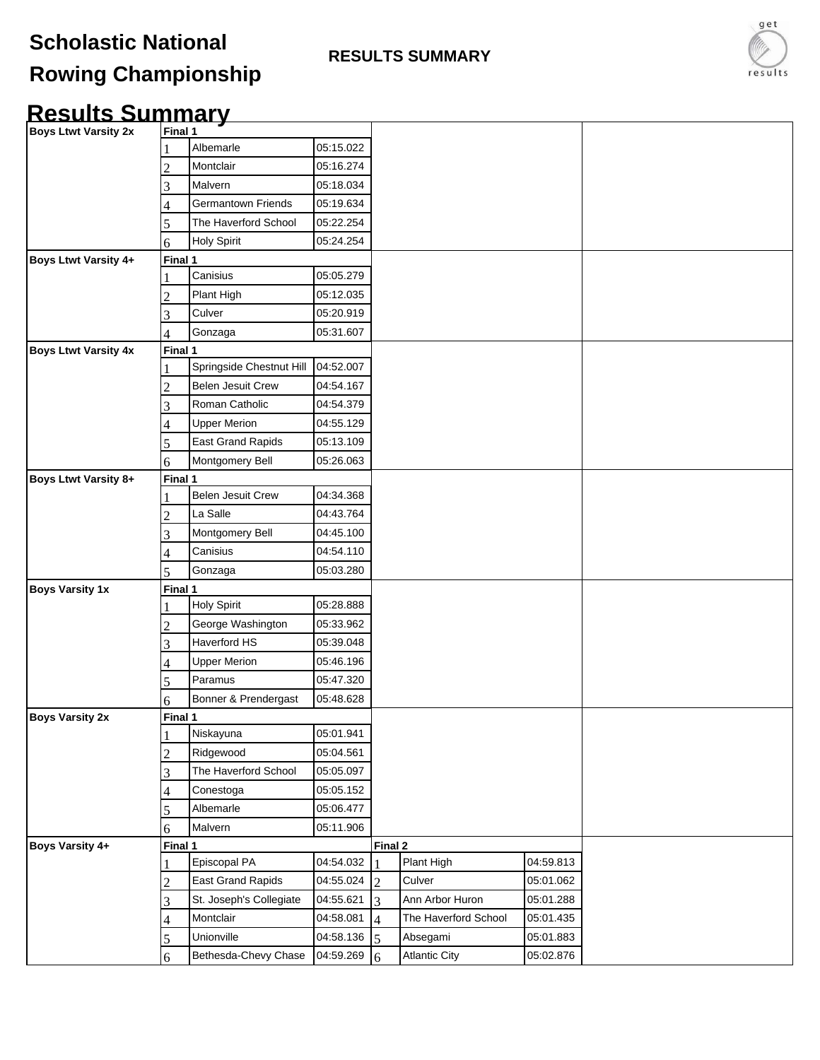# Scholastic National Rowing Championship

**RESULTS SUMMARY**

## Results Summary

| Event | Final 1 | | | Final 2 | | |
|---|---|---|---|---|---|---|
| **Boys Ltwt Varsity 2x** | 1 | Albemarle | 05:15.022 | | | |
| | 2 | Montclair | 05:16.274 | | | |
| | 3 | Malvern | 05:18.034 | | | |
| | 4 | Germantown Friends | 05:19.634 | | | |
| | 5 | The Haverford School | 05:22.254 | | | |
| | 6 | Holy Spirit | 05:24.254 | | | |
| **Boys Ltwt Varsity 4+** | 1 | Canisius | 05:05.279 | | | |
| | 2 | Plant High | 05:12.035 | | | |
| | 3 | Culver | 05:20.919 | | | |
| | 4 | Gonzaga | 05:31.607 | | | |
| **Boys Ltwt Varsity 4x** | 1 | Springside Chestnut Hill | 04:52.007 | | | |
| | 2 | Belen Jesuit Crew | 04:54.167 | | | |
| | 3 | Roman Catholic | 04:54.379 | | | |
| | 4 | Upper Merion | 04:55.129 | | | |
| | 5 | East Grand Rapids | 05:13.109 | | | |
| | 6 | Montgomery Bell | 05:26.063 | | | |
| **Boys Ltwt Varsity 8+** | 1 | Belen Jesuit Crew | 04:34.368 | | | |
| | 2 | La Salle | 04:43.764 | | | |
| | 3 | Montgomery Bell | 04:45.100 | | | |
| | 4 | Canisius | 04:54.110 | | | |
| | 5 | Gonzaga | 05:03.280 | | | |
| **Boys Varsity 1x** | 1 | Holy Spirit | 05:28.888 | | | |
| | 2 | George Washington | 05:33.962 | | | |
| | 3 | Haverford HS | 05:39.048 | | | |
| | 4 | Upper Merion | 05:46.196 | | | |
| | 5 | Paramus | 05:47.320 | | | |
| | 6 | Bonner & Prendergast | 05:48.628 | | | |
| **Boys Varsity 2x** | 1 | Niskayuna | 05:01.941 | | | |
| | 2 | Ridgewood | 05:04.561 | | | |
| | 3 | The Haverford School | 05:05.097 | | | |
| | 4 | Conestoga | 05:05.152 | | | |
| | 5 | Albemarle | 05:06.477 | | | |
| | 6 | Malvern | 05:11.906 | | | |
| **Boys Varsity 4+** | 1 | Episcopal PA | 04:54.032 | 1 | Plant High | 04:59.813 |
| | 2 | East Grand Rapids | 04:55.024 | 2 | Culver | 05:01.062 |
| | 3 | St. Joseph's Collegiate | 04:55.621 | 3 | Ann Arbor Huron | 05:01.288 |
| | 4 | Montclair | 04:58.081 | 4 | The Haverford School | 05:01.435 |
| | 5 | Unionville | 04:58.136 | 5 | Absegami | 05:01.883 |
| | 6 | Bethesda-Chevy Chase | 04:59.269 | 6 | Atlantic City | 05:02.876 |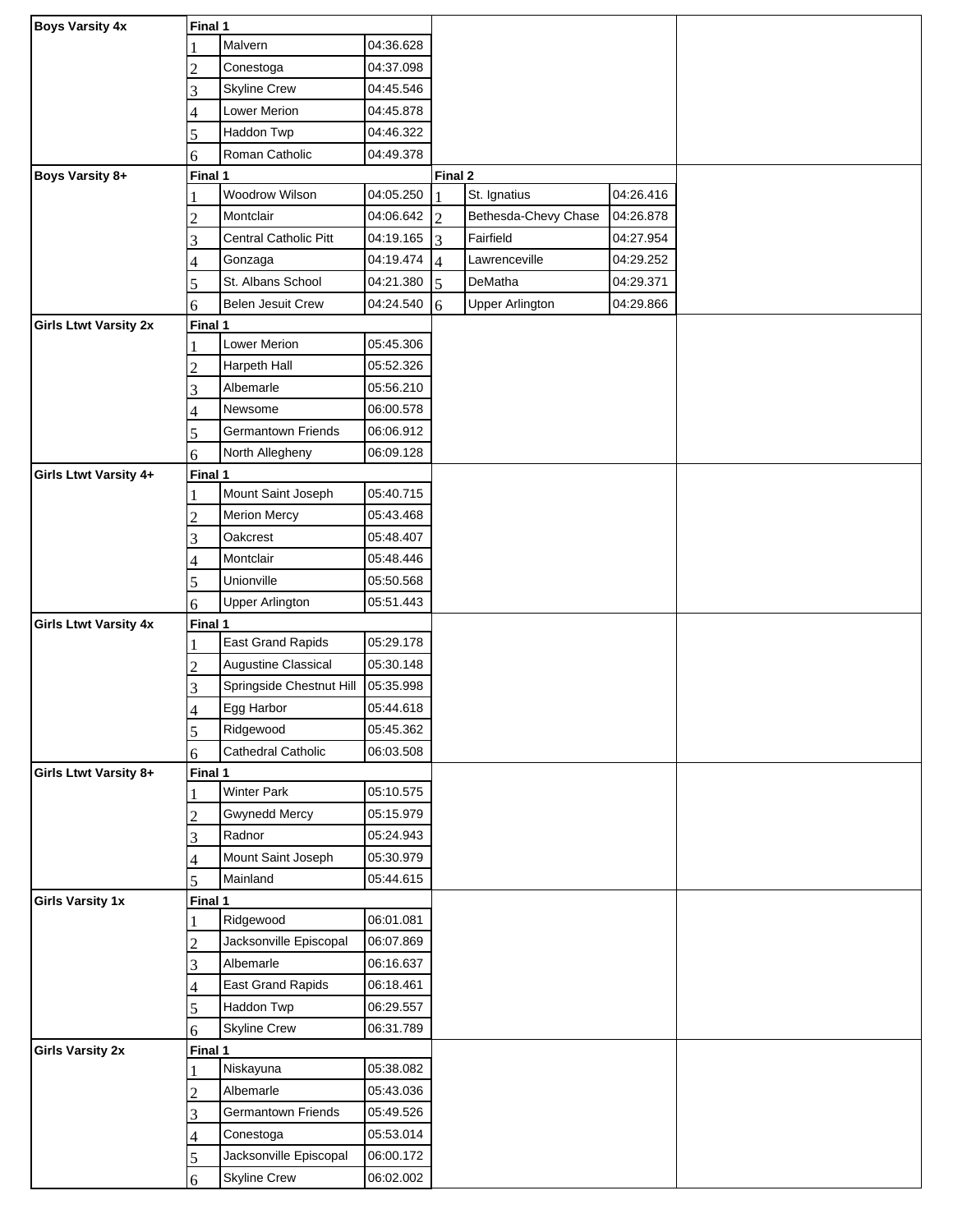| Event | Place | Final 1 | Time | Place | Final 2 | Time |
|---|---|---|---|---|---|---|
| **Boys Varsity 4x** | 1 | Malvern | 04:36.628 | | | |
| | 2 | Conestoga | 04:37.098 | | | |
| | 3 | Skyline Crew | 04:45.546 | | | |
| | 4 | Lower Merion | 04:45.878 | | | |
| | 5 | Haddon Twp | 04:46.322 | | | |
| | 6 | Roman Catholic | 04:49.378 | | | |
| **Boys Varsity 8+** | 1 | Woodrow Wilson | 04:05.250 | 1 | St. Ignatius | 04:26.416 |
| | 2 | Montclair | 04:06.642 | 2 | Bethesda-Chevy Chase | 04:26.878 |
| | 3 | Central Catholic Pitt | 04:19.165 | 3 | Fairfield | 04:27.954 |
| | 4 | Gonzaga | 04:19.474 | 4 | Lawrenceville | 04:29.252 |
| | 5 | St. Albans School | 04:21.380 | 5 | DeMatha | 04:29.371 |
| | 6 | Belen Jesuit Crew | 04:24.540 | 6 | Upper Arlington | 04:29.866 |
| **Girls Ltwt Varsity 2x** | 1 | Lower Merion | 05:45.306 | | | |
| | 2 | Harpeth Hall | 05:52.326 | | | |
| | 3 | Albemarle | 05:56.210 | | | |
| | 4 | Newsome | 06:00.578 | | | |
| | 5 | Germantown Friends | 06:06.912 | | | |
| | 6 | North Allegheny | 06:09.128 | | | |
| **Girls Ltwt Varsity 4+** | 1 | Mount Saint Joseph | 05:40.715 | | | |
| | 2 | Merion Mercy | 05:43.468 | | | |
| | 3 | Oakcrest | 05:48.407 | | | |
| | 4 | Montclair | 05:48.446 | | | |
| | 5 | Unionville | 05:50.568 | | | |
| | 6 | Upper Arlington | 05:51.443 | | | |
| **Girls Ltwt Varsity 4x** | 1 | East Grand Rapids | 05:29.178 | | | |
| | 2 | Augustine Classical | 05:30.148 | | | |
| | 3 | Springside Chestnut Hill | 05:35.998 | | | |
| | 4 | Egg Harbor | 05:44.618 | | | |
| | 5 | Ridgewood | 05:45.362 | | | |
| | 6 | Cathedral Catholic | 06:03.508 | | | |
| **Girls Ltwt Varsity 8+** | 1 | Winter Park | 05:10.575 | | | |
| | 2 | Gwynedd Mercy | 05:15.979 | | | |
| | 3 | Radnor | 05:24.943 | | | |
| | 4 | Mount Saint Joseph | 05:30.979 | | | |
| | 5 | Mainland | 05:44.615 | | | |
| **Girls Varsity 1x** | 1 | Ridgewood | 06:01.081 | | | |
| | 2 | Jacksonville Episcopal | 06:07.869 | | | |
| | 3 | Albemarle | 06:16.637 | | | |
| | 4 | East Grand Rapids | 06:18.461 | | | |
| | 5 | Haddon Twp | 06:29.557 | | | |
| | 6 | Skyline Crew | 06:31.789 | | | |
| **Girls Varsity 2x** | 1 | Niskayuna | 05:38.082 | | | |
| | 2 | Albemarle | 05:43.036 | | | |
| | 3 | Germantown Friends | 05:49.526 | | | |
| | 4 | Conestoga | 05:53.014 | | | |
| | 5 | Jacksonville Episcopal | 06:00.172 | | | |
| | 6 | Skyline Crew | 06:02.002 | | | |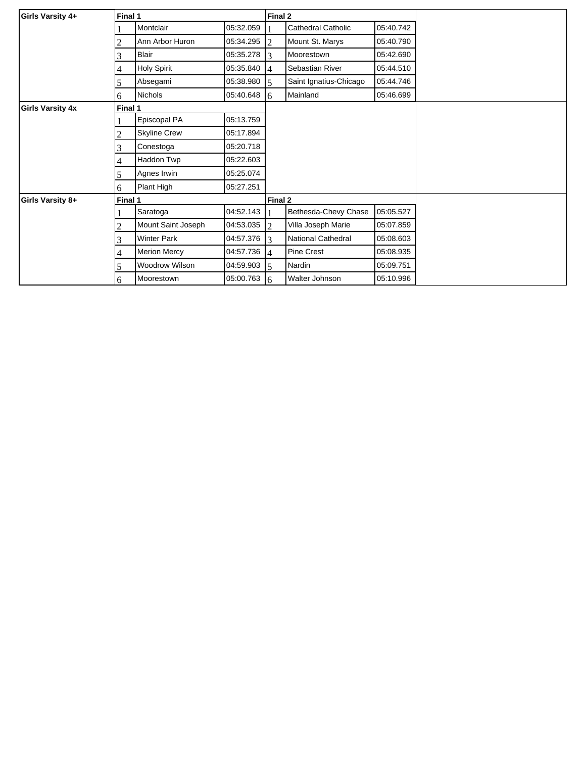| | | | | | | |
|---|---|---|---|---|---|---|
| **Girls Varsity 4+** | **Final 1** | | | **Final 2** | | |
| | 1 | Montclair | 05:32.059 | 1 | Cathedral Catholic | 05:40.742 |
| | 2 | Ann Arbor Huron | 05:34.295 | 2 | Mount St. Marys | 05:40.790 |
| | 3 | Blair | 05:35.278 | 3 | Moorestown | 05:42.690 |
| | 4 | Holy Spirit | 05:35.840 | 4 | Sebastian River | 05:44.510 |
| | 5 | Absegami | 05:38.980 | 5 | Saint Ignatius-Chicago | 05:44.746 |
| | 6 | Nichols | 05:40.648 | 6 | Mainland | 05:46.699 |
| **Girls Varsity 4x** | **Final 1** | | | | | |
| | 1 | Episcopal PA | 05:13.759 | | | |
| | 2 | Skyline Crew | 05:17.894 | | | |
| | 3 | Conestoga | 05:20.718 | | | |
| | 4 | Haddon Twp | 05:22.603 | | | |
| | 5 | Agnes Irwin | 05:25.074 | | | |
| | 6 | Plant High | 05:27.251 | | | |
| **Girls Varsity 8+** | **Final 1** | | | **Final 2** | | |
| | 1 | Saratoga | 04:52.143 | 1 | Bethesda-Chevy Chase | 05:05.527 |
| | 2 | Mount Saint Joseph | 04:53.035 | 2 | Villa Joseph Marie | 05:07.859 |
| | 3 | Winter Park | 04:57.376 | 3 | National Cathedral | 05:08.603 |
| | 4 | Merion Mercy | 04:57.736 | 4 | Pine Crest | 05:08.935 |
| | 5 | Woodrow Wilson | 04:59.903 | 5 | Nardin | 05:09.751 |
| | 6 | Moorestown | 05:00.763 | 6 | Walter Johnson | 05:10.996 |